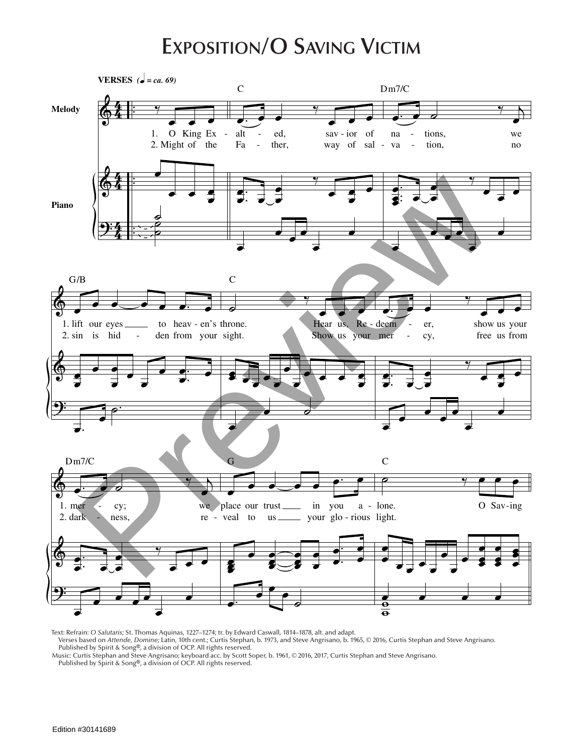# Exposition/O Saving Victim

**VERSES** (♩ = ca. 69)

Text: Refrain: *O Salutaris;* St. Thomas Aquinas, 1227–1274; tr. by Edward Caswall, 1814–1878, alt. and adapt.
Verses based on *Attende, Domine;* Latin, 10th cent.; Curtis Stephan, b. 1973, and Steve Angrisano, b. 1965, © 2016, Curtis Stephan and Steve Angrisano.
Published by Spirit & Song®, a division of OCP. All rights reserved.
Music: Curtis Stephan and Steve Angrisano; keyboard acc. by Scott Soper, b. 1961, © 2016, 2017, Curtis Stephan and Steve Angrisano.
Published by Spirit & Song®, a division of OCP. All rights reserved.

Edition #30141689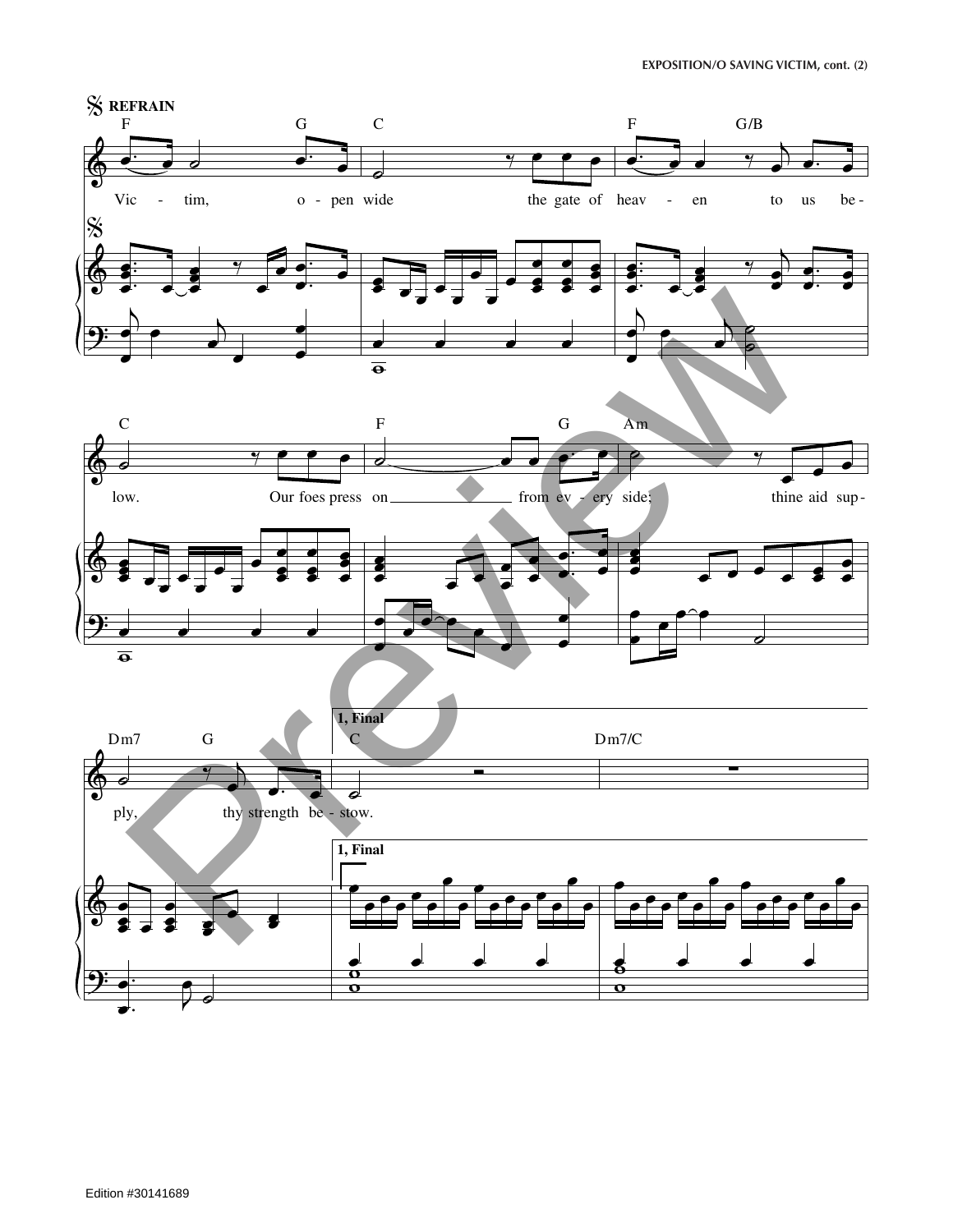REFRAIN

F G C F G/B

Vic - tim, o - pen wide the gate of heav - en to us be -

C F G Am

low. Our foes press on from ev - ery side; thine aid sup -

Dm7 G **1, Final** C Dm7/C

ply, thy strength be - stow.

Edition #30141689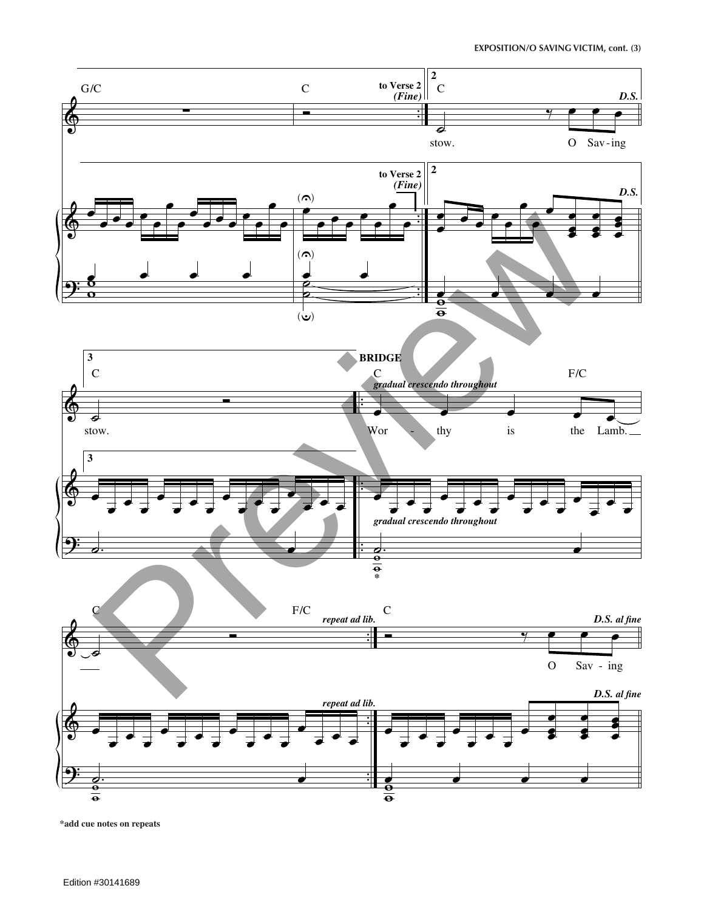*add cue notes on repeats

Edition #30141689